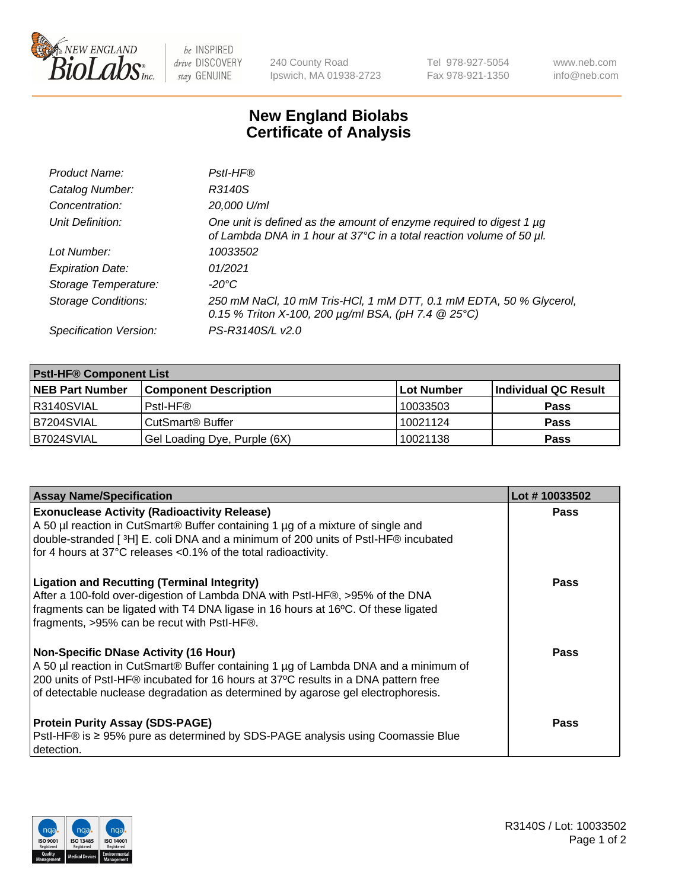New England BioLabs Inc. — be INSPIRED drive DISCOVERY stay GENUINE

240 County Road, Ipswich, MA 01938-2723 | Tel 978-927-5054 | Fax 978-921-1350 | www.neb.com | info@neb.com

# New England Biolabs
# Certificate of Analysis

| | |
|---|---|
| *Product Name:* | *PstI-HF®* |
| *Catalog Number:* | *R3140S* |
| *Concentration:* | *20,000 U/ml* |
| *Unit Definition:* | *One unit is defined as the amount of enzyme required to digest 1 µg of Lambda DNA in 1 hour at 37°C in a total reaction volume of 50 µl.* |
| *Lot Number:* | *10033502* |
| *Expiration Date:* | *01/2021* |
| *Storage Temperature:* | *-20°C* |
| *Storage Conditions:* | *250 mM NaCl, 10 mM Tris-HCl, 1 mM DTT, 0.1 mM EDTA, 50 % Glycerol, 0.15 % Triton X-100, 200 µg/ml BSA, (pH 7.4 @ 25°C)* |
| *Specification Version:* | *PS-R3140S/L v2.0* |

| **PstI-HF® Component List** | | | |
|---|---|---|---|
| **NEB Part Number** | **Component Description** | **Lot Number** | **Individual QC Result** |
| R3140SVIAL | PstI-HF® | 10033503 | **Pass** |
| B7204SVIAL | CutSmart® Buffer | 10021124 | **Pass** |
| B7024SVIAL | Gel Loading Dye, Purple (6X) | 10021138 | **Pass** |

| **Assay Name/Specification** | **Lot # 10033502** |
|---|---|
| **Exonuclease Activity (Radioactivity Release)**<br>A 50 µl reaction in CutSmart® Buffer containing 1 µg of a mixture of single and double-stranded [ $^3$H] E. coli DNA and a minimum of 200 units of PstI-HF® incubated for 4 hours at 37°C releases <0.1% of the total radioactivity. | **Pass** |
| **Ligation and Recutting (Terminal Integrity)**<br>After a 100-fold over-digestion of Lambda DNA with PstI-HF®, >95% of the DNA fragments can be ligated with T4 DNA ligase in 16 hours at 16ºC. Of these ligated fragments, >95% can be recut with PstI-HF®. | **Pass** |
| **Non-Specific DNase Activity (16 Hour)**<br>A 50 µl reaction in CutSmart® Buffer containing 1 µg of Lambda DNA and a minimum of 200 units of PstI-HF® incubated for 16 hours at 37ºC results in a DNA pattern free of detectable nuclease degradation as determined by agarose gel electrophoresis. | **Pass** |
| **Protein Purity Assay (SDS-PAGE)**<br>PstI-HF® is ≥ 95% pure as determined by SDS-PAGE analysis using Coomassie Blue detection. | **Pass** |

R3140S / Lot: 10033502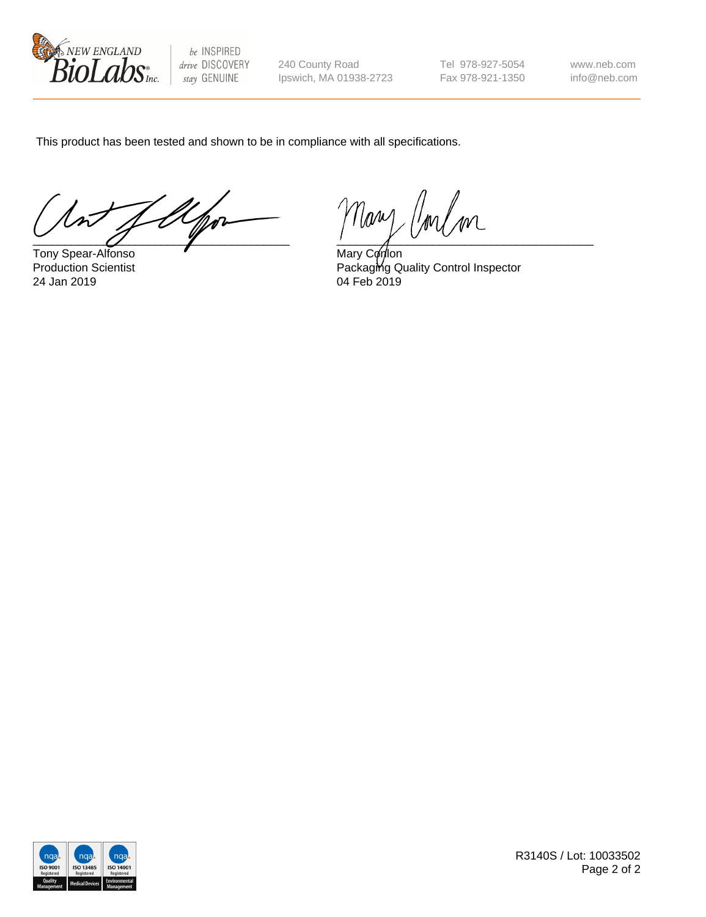This product has been tested and shown to be in compliance with all specifications.

Tony Spear-Alfonso
Production Scientist
24 Jan 2019

Mary Conlon
Packaging Quality Control Inspector
04 Feb 2019

R3140S / Lot: 10033502